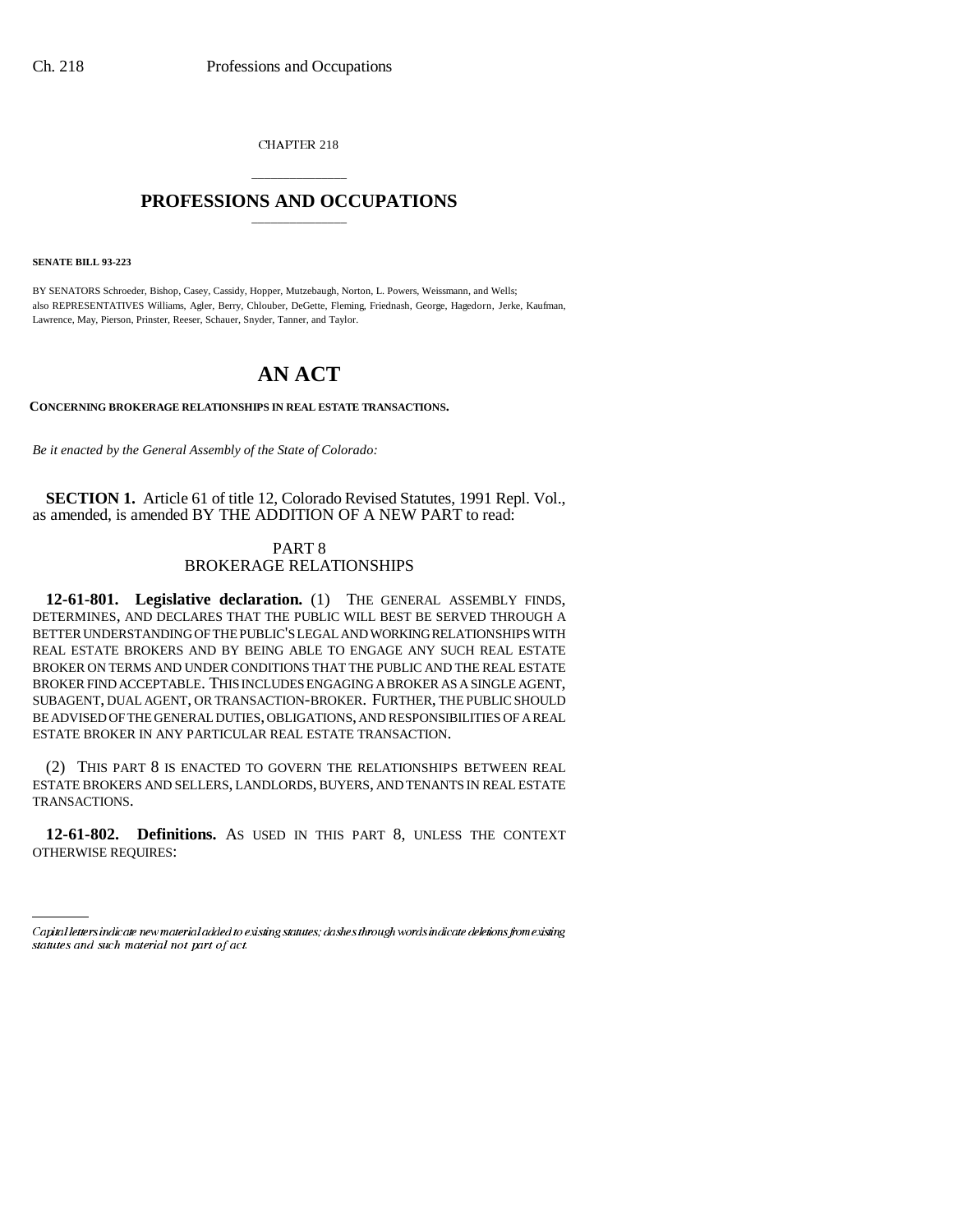CHAPTER 218

# PROFESSIONS AND OCCUPATIONS

**SENATE BILL 93-223**

BY SENATORS Schroeder, Bishop, Casey, Cassidy, Hopper, Mutzebaugh, Norton, L. Powers, Weissmann, and Wells; also REPRESENTATIVES Williams, Agler, Berry, Chlouber, DeGette, Fleming, Friednash, George, Hagedorn, Jerke, Kaufman, Lawrence, May, Pierson, Prinster, Reeser, Schauer, Snyder, Tanner, and Taylor.

# AN ACT

**CONCERNING BROKERAGE RELATIONSHIPS IN REAL ESTATE TRANSACTIONS.**

*Be it enacted by the General Assembly of the State of Colorado:*

**SECTION 1.** Article 61 of title 12, Colorado Revised Statutes, 1991 Repl. Vol., as amended, is amended BY THE ADDITION OF A NEW PART to read:

## PART 8
## BROKERAGE RELATIONSHIPS

**12-61-801. Legislative declaration.** (1) THE GENERAL ASSEMBLY FINDS, DETERMINES, AND DECLARES THAT THE PUBLIC WILL BEST BE SERVED THROUGH A BETTER UNDERSTANDING OF THE PUBLIC'S LEGAL AND WORKING RELATIONSHIPS WITH REAL ESTATE BROKERS AND BY BEING ABLE TO ENGAGE ANY SUCH REAL ESTATE BROKER ON TERMS AND UNDER CONDITIONS THAT THE PUBLIC AND THE REAL ESTATE BROKER FIND ACCEPTABLE. THIS INCLUDES ENGAGING A BROKER AS A SINGLE AGENT, SUBAGENT, DUAL AGENT, OR TRANSACTION-BROKER. FURTHER, THE PUBLIC SHOULD BE ADVISED OF THE GENERAL DUTIES, OBLIGATIONS, AND RESPONSIBILITIES OF A REAL ESTATE BROKER IN ANY PARTICULAR REAL ESTATE TRANSACTION.

(2) THIS PART 8 IS ENACTED TO GOVERN THE RELATIONSHIPS BETWEEN REAL ESTATE BROKERS AND SELLERS, LANDLORDS, BUYERS, AND TENANTS IN REAL ESTATE TRANSACTIONS.

**12-61-802. Definitions.** AS USED IN THIS PART 8, UNLESS THE CONTEXT OTHERWISE REQUIRES:

*Capital letters indicate new material added to existing statutes; dashes through words indicate deletions from existing statutes and such material not part of act.*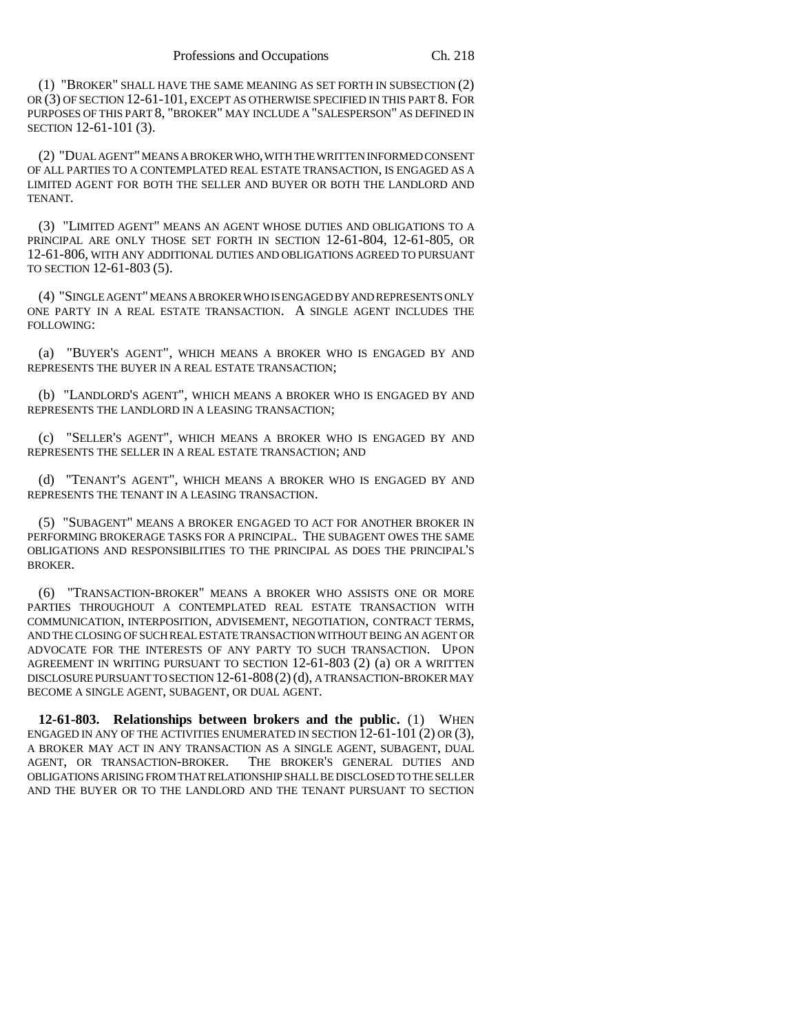(1) "BROKER" SHALL HAVE THE SAME MEANING AS SET FORTH IN SUBSECTION (2) OR (3) OF SECTION 12-61-101, EXCEPT AS OTHERWISE SPECIFIED IN THIS PART 8. FOR PURPOSES OF THIS PART 8, "BROKER" MAY INCLUDE A "SALESPERSON" AS DEFINED IN SECTION 12-61-101 (3).

(2) "DUAL AGENT" MEANS A BROKER WHO, WITH THE WRITTEN INFORMED CONSENT OF ALL PARTIES TO A CONTEMPLATED REAL ESTATE TRANSACTION, IS ENGAGED AS A LIMITED AGENT FOR BOTH THE SELLER AND BUYER OR BOTH THE LANDLORD AND TENANT.

(3) "LIMITED AGENT" MEANS AN AGENT WHOSE DUTIES AND OBLIGATIONS TO A PRINCIPAL ARE ONLY THOSE SET FORTH IN SECTION 12-61-804, 12-61-805, OR 12-61-806, WITH ANY ADDITIONAL DUTIES AND OBLIGATIONS AGREED TO PURSUANT TO SECTION 12-61-803 (5).

(4) "SINGLE AGENT" MEANS A BROKER WHO IS ENGAGED BY AND REPRESENTS ONLY ONE PARTY IN A REAL ESTATE TRANSACTION. A SINGLE AGENT INCLUDES THE FOLLOWING:

(a) "BUYER'S AGENT", WHICH MEANS A BROKER WHO IS ENGAGED BY AND REPRESENTS THE BUYER IN A REAL ESTATE TRANSACTION;

(b) "LANDLORD'S AGENT", WHICH MEANS A BROKER WHO IS ENGAGED BY AND REPRESENTS THE LANDLORD IN A LEASING TRANSACTION;

(c) "SELLER'S AGENT", WHICH MEANS A BROKER WHO IS ENGAGED BY AND REPRESENTS THE SELLER IN A REAL ESTATE TRANSACTION; AND

(d) "TENANT'S AGENT", WHICH MEANS A BROKER WHO IS ENGAGED BY AND REPRESENTS THE TENANT IN A LEASING TRANSACTION.

(5) "SUBAGENT" MEANS A BROKER ENGAGED TO ACT FOR ANOTHER BROKER IN PERFORMING BROKERAGE TASKS FOR A PRINCIPAL. THE SUBAGENT OWES THE SAME OBLIGATIONS AND RESPONSIBILITIES TO THE PRINCIPAL AS DOES THE PRINCIPAL'S BROKER.

(6) "TRANSACTION-BROKER" MEANS A BROKER WHO ASSISTS ONE OR MORE PARTIES THROUGHOUT A CONTEMPLATED REAL ESTATE TRANSACTION WITH COMMUNICATION, INTERPOSITION, ADVISEMENT, NEGOTIATION, CONTRACT TERMS, AND THE CLOSING OF SUCH REAL ESTATE TRANSACTION WITHOUT BEING AN AGENT OR ADVOCATE FOR THE INTERESTS OF ANY PARTY TO SUCH TRANSACTION. UPON AGREEMENT IN WRITING PURSUANT TO SECTION 12-61-803 (2) (a) OR A WRITTEN DISCLOSURE PURSUANT TO SECTION 12-61-808 (2) (d), A TRANSACTION-BROKER MAY BECOME A SINGLE AGENT, SUBAGENT, OR DUAL AGENT.

**12-61-803. Relationships between brokers and the public.** (1) WHEN ENGAGED IN ANY OF THE ACTIVITIES ENUMERATED IN SECTION 12-61-101 (2) OR (3), A BROKER MAY ACT IN ANY TRANSACTION AS A SINGLE AGENT, SUBAGENT, DUAL AGENT, OR TRANSACTION-BROKER. THE BROKER'S GENERAL DUTIES AND OBLIGATIONS ARISING FROM THAT RELATIONSHIP SHALL BE DISCLOSED TO THE SELLER AND THE BUYER OR TO THE LANDLORD AND THE TENANT PURSUANT TO SECTION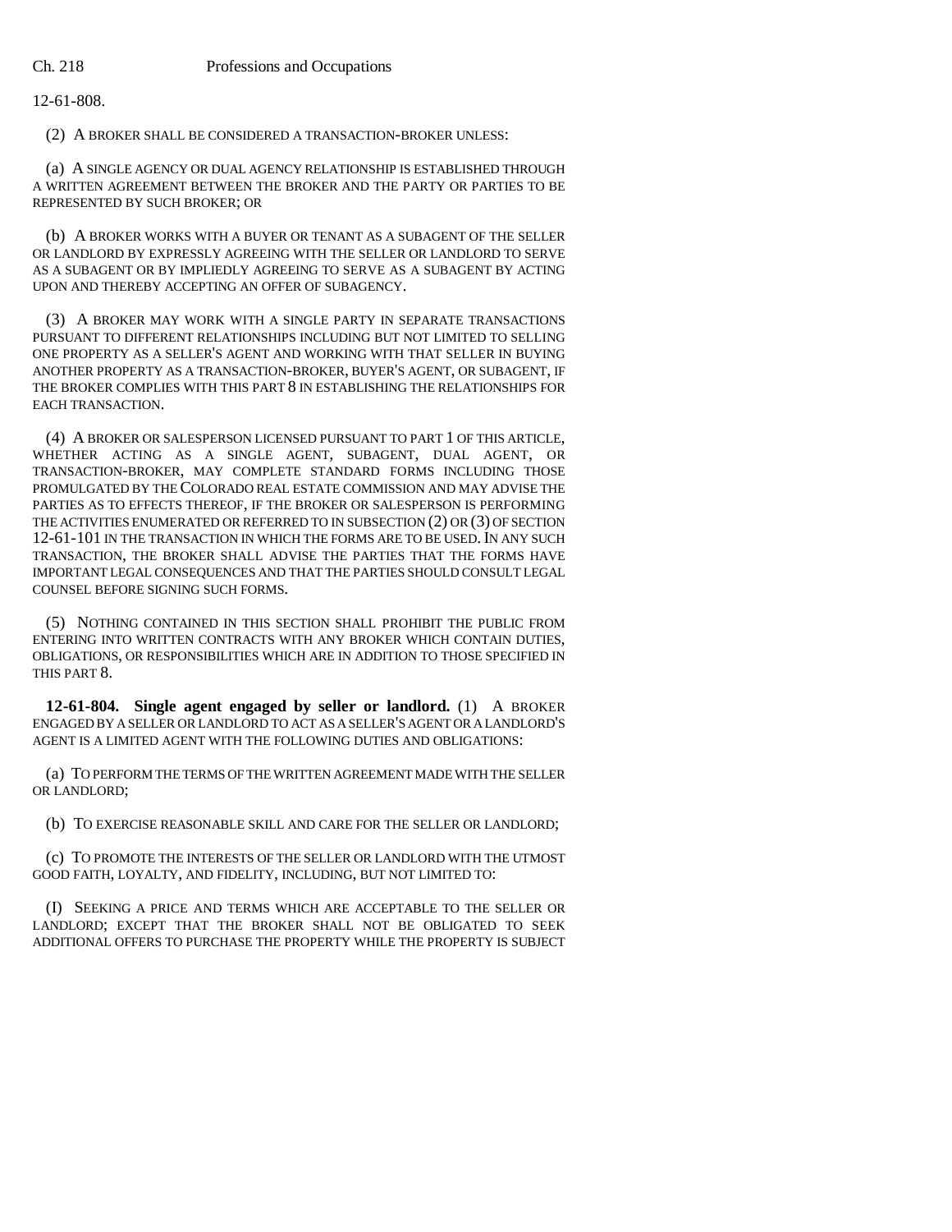12-61-808.

(2) A BROKER SHALL BE CONSIDERED A TRANSACTION-BROKER UNLESS:

(a) A SINGLE AGENCY OR DUAL AGENCY RELATIONSHIP IS ESTABLISHED THROUGH A WRITTEN AGREEMENT BETWEEN THE BROKER AND THE PARTY OR PARTIES TO BE REPRESENTED BY SUCH BROKER; OR

(b) A BROKER WORKS WITH A BUYER OR TENANT AS A SUBAGENT OF THE SELLER OR LANDLORD BY EXPRESSLY AGREEING WITH THE SELLER OR LANDLORD TO SERVE AS A SUBAGENT OR BY IMPLIEDLY AGREEING TO SERVE AS A SUBAGENT BY ACTING UPON AND THEREBY ACCEPTING AN OFFER OF SUBAGENCY.

(3) A BROKER MAY WORK WITH A SINGLE PARTY IN SEPARATE TRANSACTIONS PURSUANT TO DIFFERENT RELATIONSHIPS INCLUDING BUT NOT LIMITED TO SELLING ONE PROPERTY AS A SELLER'S AGENT AND WORKING WITH THAT SELLER IN BUYING ANOTHER PROPERTY AS A TRANSACTION-BROKER, BUYER'S AGENT, OR SUBAGENT, IF THE BROKER COMPLIES WITH THIS PART 8 IN ESTABLISHING THE RELATIONSHIPS FOR EACH TRANSACTION.

(4) A BROKER OR SALESPERSON LICENSED PURSUANT TO PART 1 OF THIS ARTICLE, WHETHER ACTING AS A SINGLE AGENT, SUBAGENT, DUAL AGENT, OR TRANSACTION-BROKER, MAY COMPLETE STANDARD FORMS INCLUDING THOSE PROMULGATED BY THE COLORADO REAL ESTATE COMMISSION AND MAY ADVISE THE PARTIES AS TO EFFECTS THEREOF, IF THE BROKER OR SALESPERSON IS PERFORMING THE ACTIVITIES ENUMERATED OR REFERRED TO IN SUBSECTION (2) OR (3) OF SECTION 12-61-101 IN THE TRANSACTION IN WHICH THE FORMS ARE TO BE USED. IN ANY SUCH TRANSACTION, THE BROKER SHALL ADVISE THE PARTIES THAT THE FORMS HAVE IMPORTANT LEGAL CONSEQUENCES AND THAT THE PARTIES SHOULD CONSULT LEGAL COUNSEL BEFORE SIGNING SUCH FORMS.

(5) NOTHING CONTAINED IN THIS SECTION SHALL PROHIBIT THE PUBLIC FROM ENTERING INTO WRITTEN CONTRACTS WITH ANY BROKER WHICH CONTAIN DUTIES, OBLIGATIONS, OR RESPONSIBILITIES WHICH ARE IN ADDITION TO THOSE SPECIFIED IN THIS PART 8.

**12-61-804. Single agent engaged by seller or landlord.** (1) A BROKER ENGAGED BY A SELLER OR LANDLORD TO ACT AS A SELLER'S AGENT OR A LANDLORD'S AGENT IS A LIMITED AGENT WITH THE FOLLOWING DUTIES AND OBLIGATIONS:

(a) TO PERFORM THE TERMS OF THE WRITTEN AGREEMENT MADE WITH THE SELLER OR LANDLORD;

(b) TO EXERCISE REASONABLE SKILL AND CARE FOR THE SELLER OR LANDLORD;

(c) TO PROMOTE THE INTERESTS OF THE SELLER OR LANDLORD WITH THE UTMOST GOOD FAITH, LOYALTY, AND FIDELITY, INCLUDING, BUT NOT LIMITED TO:

(I) SEEKING A PRICE AND TERMS WHICH ARE ACCEPTABLE TO THE SELLER OR LANDLORD; EXCEPT THAT THE BROKER SHALL NOT BE OBLIGATED TO SEEK ADDITIONAL OFFERS TO PURCHASE THE PROPERTY WHILE THE PROPERTY IS SUBJECT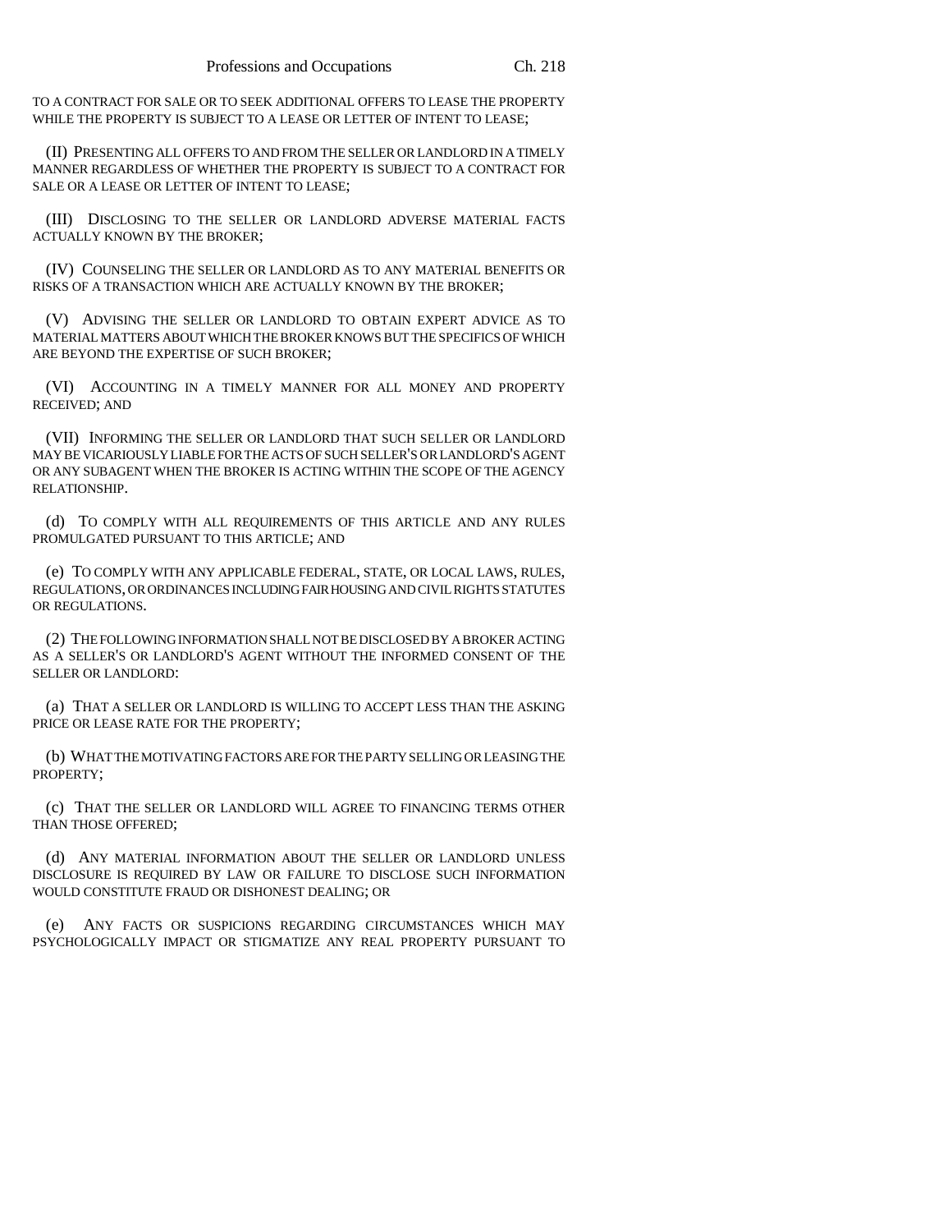TO A CONTRACT FOR SALE OR TO SEEK ADDITIONAL OFFERS TO LEASE THE PROPERTY WHILE THE PROPERTY IS SUBJECT TO A LEASE OR LETTER OF INTENT TO LEASE;

(II) PRESENTING ALL OFFERS TO AND FROM THE SELLER OR LANDLORD IN A TIMELY MANNER REGARDLESS OF WHETHER THE PROPERTY IS SUBJECT TO A CONTRACT FOR SALE OR A LEASE OR LETTER OF INTENT TO LEASE;

(III) DISCLOSING TO THE SELLER OR LANDLORD ADVERSE MATERIAL FACTS ACTUALLY KNOWN BY THE BROKER;

(IV) COUNSELING THE SELLER OR LANDLORD AS TO ANY MATERIAL BENEFITS OR RISKS OF A TRANSACTION WHICH ARE ACTUALLY KNOWN BY THE BROKER;

(V) ADVISING THE SELLER OR LANDLORD TO OBTAIN EXPERT ADVICE AS TO MATERIAL MATTERS ABOUT WHICH THE BROKER KNOWS BUT THE SPECIFICS OF WHICH ARE BEYOND THE EXPERTISE OF SUCH BROKER;

(VI) ACCOUNTING IN A TIMELY MANNER FOR ALL MONEY AND PROPERTY RECEIVED; AND

(VII) INFORMING THE SELLER OR LANDLORD THAT SUCH SELLER OR LANDLORD MAY BE VICARIOUSLY LIABLE FOR THE ACTS OF SUCH SELLER'S OR LANDLORD'S AGENT OR ANY SUBAGENT WHEN THE BROKER IS ACTING WITHIN THE SCOPE OF THE AGENCY RELATIONSHIP.

(d) TO COMPLY WITH ALL REQUIREMENTS OF THIS ARTICLE AND ANY RULES PROMULGATED PURSUANT TO THIS ARTICLE; AND

(e) TO COMPLY WITH ANY APPLICABLE FEDERAL, STATE, OR LOCAL LAWS, RULES, REGULATIONS, OR ORDINANCES INCLUDING FAIR HOUSING AND CIVIL RIGHTS STATUTES OR REGULATIONS.

(2) THE FOLLOWING INFORMATION SHALL NOT BE DISCLOSED BY A BROKER ACTING AS A SELLER'S OR LANDLORD'S AGENT WITHOUT THE INFORMED CONSENT OF THE SELLER OR LANDLORD:

(a) THAT A SELLER OR LANDLORD IS WILLING TO ACCEPT LESS THAN THE ASKING PRICE OR LEASE RATE FOR THE PROPERTY;

(b) WHAT THE MOTIVATING FACTORS ARE FOR THE PARTY SELLING OR LEASING THE PROPERTY;

(c) THAT THE SELLER OR LANDLORD WILL AGREE TO FINANCING TERMS OTHER THAN THOSE OFFERED;

(d) ANY MATERIAL INFORMATION ABOUT THE SELLER OR LANDLORD UNLESS DISCLOSURE IS REQUIRED BY LAW OR FAILURE TO DISCLOSE SUCH INFORMATION WOULD CONSTITUTE FRAUD OR DISHONEST DEALING; OR

(e) ANY FACTS OR SUSPICIONS REGARDING CIRCUMSTANCES WHICH MAY PSYCHOLOGICALLY IMPACT OR STIGMATIZE ANY REAL PROPERTY PURSUANT TO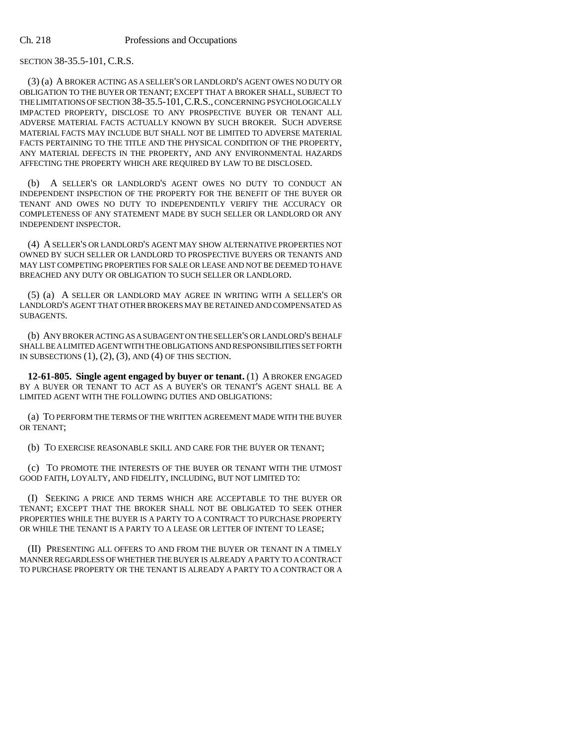SECTION 38-35.5-101, C.R.S.

(3) (a) A BROKER ACTING AS A SELLER'S OR LANDLORD'S AGENT OWES NO DUTY OR OBLIGATION TO THE BUYER OR TENANT; EXCEPT THAT A BROKER SHALL, SUBJECT TO THE LIMITATIONS OF SECTION 38-35.5-101, C.R.S., CONCERNING PSYCHOLOGICALLY IMPACTED PROPERTY, DISCLOSE TO ANY PROSPECTIVE BUYER OR TENANT ALL ADVERSE MATERIAL FACTS ACTUALLY KNOWN BY SUCH BROKER. SUCH ADVERSE MATERIAL FACTS MAY INCLUDE BUT SHALL NOT BE LIMITED TO ADVERSE MATERIAL FACTS PERTAINING TO THE TITLE AND THE PHYSICAL CONDITION OF THE PROPERTY, ANY MATERIAL DEFECTS IN THE PROPERTY, AND ANY ENVIRONMENTAL HAZARDS AFFECTING THE PROPERTY WHICH ARE REQUIRED BY LAW TO BE DISCLOSED.

(b) A SELLER'S OR LANDLORD'S AGENT OWES NO DUTY TO CONDUCT AN INDEPENDENT INSPECTION OF THE PROPERTY FOR THE BENEFIT OF THE BUYER OR TENANT AND OWES NO DUTY TO INDEPENDENTLY VERIFY THE ACCURACY OR COMPLETENESS OF ANY STATEMENT MADE BY SUCH SELLER OR LANDLORD OR ANY INDEPENDENT INSPECTOR.

(4) A SELLER'S OR LANDLORD'S AGENT MAY SHOW ALTERNATIVE PROPERTIES NOT OWNED BY SUCH SELLER OR LANDLORD TO PROSPECTIVE BUYERS OR TENANTS AND MAY LIST COMPETING PROPERTIES FOR SALE OR LEASE AND NOT BE DEEMED TO HAVE BREACHED ANY DUTY OR OBLIGATION TO SUCH SELLER OR LANDLORD.

(5) (a) A SELLER OR LANDLORD MAY AGREE IN WRITING WITH A SELLER'S OR LANDLORD'S AGENT THAT OTHER BROKERS MAY BE RETAINED AND COMPENSATED AS SUBAGENTS.

(b) ANY BROKER ACTING AS A SUBAGENT ON THE SELLER'S OR LANDLORD'S BEHALF SHALL BE A LIMITED AGENT WITH THE OBLIGATIONS AND RESPONSIBILITIES SET FORTH IN SUBSECTIONS (1), (2), (3), AND (4) OF THIS SECTION.

**12-61-805. Single agent engaged by buyer or tenant.** (1) A BROKER ENGAGED BY A BUYER OR TENANT TO ACT AS A BUYER'S OR TENANT'S AGENT SHALL BE A LIMITED AGENT WITH THE FOLLOWING DUTIES AND OBLIGATIONS:

(a) TO PERFORM THE TERMS OF THE WRITTEN AGREEMENT MADE WITH THE BUYER OR TENANT;

(b) TO EXERCISE REASONABLE SKILL AND CARE FOR THE BUYER OR TENANT;

(c) TO PROMOTE THE INTERESTS OF THE BUYER OR TENANT WITH THE UTMOST GOOD FAITH, LOYALTY, AND FIDELITY, INCLUDING, BUT NOT LIMITED TO:

(I) SEEKING A PRICE AND TERMS WHICH ARE ACCEPTABLE TO THE BUYER OR TENANT; EXCEPT THAT THE BROKER SHALL NOT BE OBLIGATED TO SEEK OTHER PROPERTIES WHILE THE BUYER IS A PARTY TO A CONTRACT TO PURCHASE PROPERTY OR WHILE THE TENANT IS A PARTY TO A LEASE OR LETTER OF INTENT TO LEASE;

(II) PRESENTING ALL OFFERS TO AND FROM THE BUYER OR TENANT IN A TIMELY MANNER REGARDLESS OF WHETHER THE BUYER IS ALREADY A PARTY TO A CONTRACT TO PURCHASE PROPERTY OR THE TENANT IS ALREADY A PARTY TO A CONTRACT OR A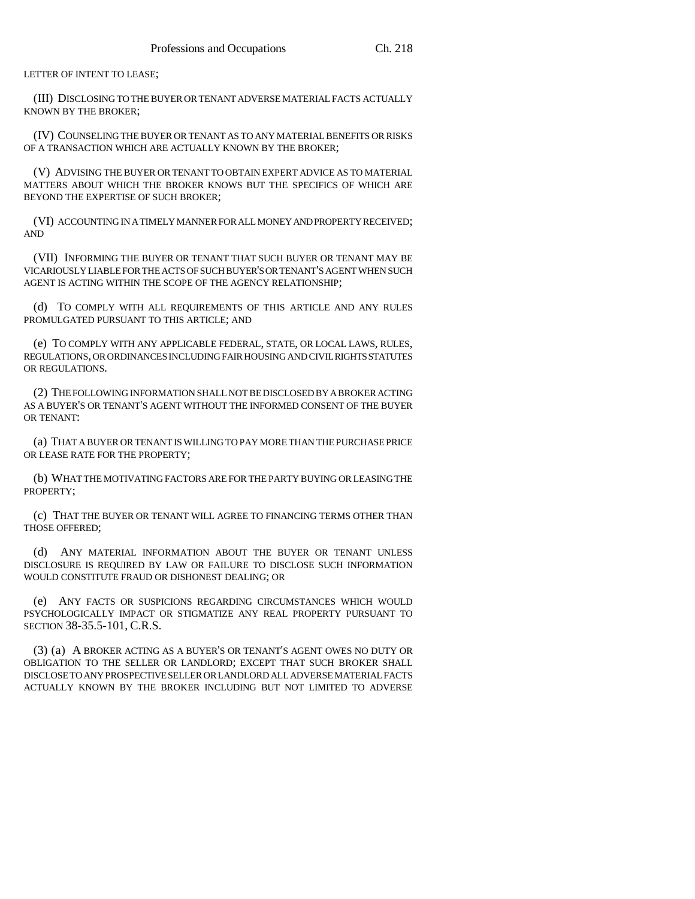LETTER OF INTENT TO LEASE;

(III) DISCLOSING TO THE BUYER OR TENANT ADVERSE MATERIAL FACTS ACTUALLY KNOWN BY THE BROKER;

(IV) COUNSELING THE BUYER OR TENANT AS TO ANY MATERIAL BENEFITS OR RISKS OF A TRANSACTION WHICH ARE ACTUALLY KNOWN BY THE BROKER;

(V) ADVISING THE BUYER OR TENANT TO OBTAIN EXPERT ADVICE AS TO MATERIAL MATTERS ABOUT WHICH THE BROKER KNOWS BUT THE SPECIFICS OF WHICH ARE BEYOND THE EXPERTISE OF SUCH BROKER;

(VI) ACCOUNTING IN A TIMELY MANNER FOR ALL MONEY AND PROPERTY RECEIVED; AND

(VII) INFORMING THE BUYER OR TENANT THAT SUCH BUYER OR TENANT MAY BE VICARIOUSLY LIABLE FOR THE ACTS OF SUCH BUYER'S OR TENANT'S AGENT WHEN SUCH AGENT IS ACTING WITHIN THE SCOPE OF THE AGENCY RELATIONSHIP;

(d) TO COMPLY WITH ALL REQUIREMENTS OF THIS ARTICLE AND ANY RULES PROMULGATED PURSUANT TO THIS ARTICLE; AND

(e) TO COMPLY WITH ANY APPLICABLE FEDERAL, STATE, OR LOCAL LAWS, RULES, REGULATIONS, OR ORDINANCES INCLUDING FAIR HOUSING AND CIVIL RIGHTS STATUTES OR REGULATIONS.

(2) THE FOLLOWING INFORMATION SHALL NOT BE DISCLOSED BY A BROKER ACTING AS A BUYER'S OR TENANT'S AGENT WITHOUT THE INFORMED CONSENT OF THE BUYER OR TENANT:

(a) THAT A BUYER OR TENANT IS WILLING TO PAY MORE THAN THE PURCHASE PRICE OR LEASE RATE FOR THE PROPERTY;

(b) WHAT THE MOTIVATING FACTORS ARE FOR THE PARTY BUYING OR LEASING THE PROPERTY;

(c) THAT THE BUYER OR TENANT WILL AGREE TO FINANCING TERMS OTHER THAN THOSE OFFERED;

(d) ANY MATERIAL INFORMATION ABOUT THE BUYER OR TENANT UNLESS DISCLOSURE IS REQUIRED BY LAW OR FAILURE TO DISCLOSE SUCH INFORMATION WOULD CONSTITUTE FRAUD OR DISHONEST DEALING; OR

(e) ANY FACTS OR SUSPICIONS REGARDING CIRCUMSTANCES WHICH WOULD PSYCHOLOGICALLY IMPACT OR STIGMATIZE ANY REAL PROPERTY PURSUANT TO SECTION 38-35.5-101, C.R.S.

(3) (a) A BROKER ACTING AS A BUYER'S OR TENANT'S AGENT OWES NO DUTY OR OBLIGATION TO THE SELLER OR LANDLORD; EXCEPT THAT SUCH BROKER SHALL DISCLOSE TO ANY PROSPECTIVE SELLER OR LANDLORD ALL ADVERSE MATERIAL FACTS ACTUALLY KNOWN BY THE BROKER INCLUDING BUT NOT LIMITED TO ADVERSE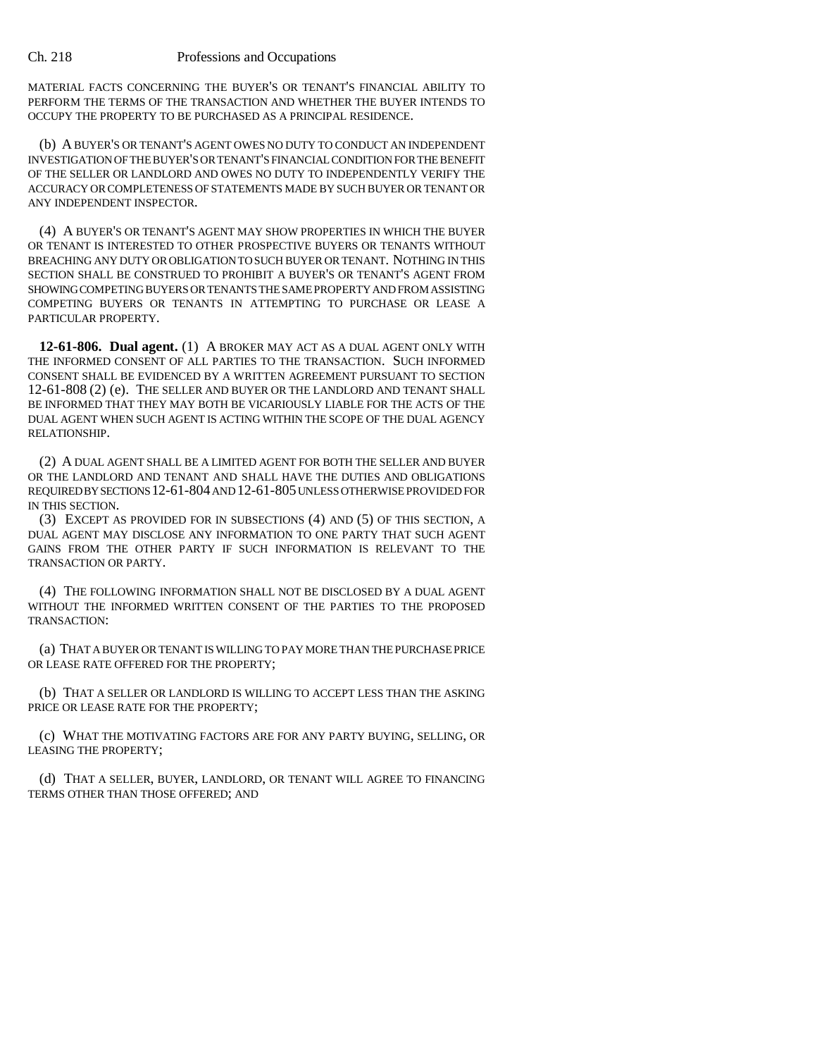MATERIAL FACTS CONCERNING THE BUYER'S OR TENANT'S FINANCIAL ABILITY TO PERFORM THE TERMS OF THE TRANSACTION AND WHETHER THE BUYER INTENDS TO OCCUPY THE PROPERTY TO BE PURCHASED AS A PRINCIPAL RESIDENCE.

(b) A BUYER'S OR TENANT'S AGENT OWES NO DUTY TO CONDUCT AN INDEPENDENT INVESTIGATION OF THE BUYER'S OR TENANT'S FINANCIAL CONDITION FOR THE BENEFIT OF THE SELLER OR LANDLORD AND OWES NO DUTY TO INDEPENDENTLY VERIFY THE ACCURACY OR COMPLETENESS OF STATEMENTS MADE BY SUCH BUYER OR TENANT OR ANY INDEPENDENT INSPECTOR.

(4) A BUYER'S OR TENANT'S AGENT MAY SHOW PROPERTIES IN WHICH THE BUYER OR TENANT IS INTERESTED TO OTHER PROSPECTIVE BUYERS OR TENANTS WITHOUT BREACHING ANY DUTY OR OBLIGATION TO SUCH BUYER OR TENANT. NOTHING IN THIS SECTION SHALL BE CONSTRUED TO PROHIBIT A BUYER'S OR TENANT'S AGENT FROM SHOWING COMPETING BUYERS OR TENANTS THE SAME PROPERTY AND FROM ASSISTING COMPETING BUYERS OR TENANTS IN ATTEMPTING TO PURCHASE OR LEASE A PARTICULAR PROPERTY.

**12-61-806. Dual agent.** (1) A BROKER MAY ACT AS A DUAL AGENT ONLY WITH THE INFORMED CONSENT OF ALL PARTIES TO THE TRANSACTION. SUCH INFORMED CONSENT SHALL BE EVIDENCED BY A WRITTEN AGREEMENT PURSUANT TO SECTION 12-61-808 (2) (e). THE SELLER AND BUYER OR THE LANDLORD AND TENANT SHALL BE INFORMED THAT THEY MAY BOTH BE VICARIOUSLY LIABLE FOR THE ACTS OF THE DUAL AGENT WHEN SUCH AGENT IS ACTING WITHIN THE SCOPE OF THE DUAL AGENCY RELATIONSHIP.

(2) A DUAL AGENT SHALL BE A LIMITED AGENT FOR BOTH THE SELLER AND BUYER OR THE LANDLORD AND TENANT AND SHALL HAVE THE DUTIES AND OBLIGATIONS REQUIRED BY SECTIONS 12-61-804 AND 12-61-805 UNLESS OTHERWISE PROVIDED FOR IN THIS SECTION.

(3) EXCEPT AS PROVIDED FOR IN SUBSECTIONS (4) AND (5) OF THIS SECTION, A DUAL AGENT MAY DISCLOSE ANY INFORMATION TO ONE PARTY THAT SUCH AGENT GAINS FROM THE OTHER PARTY IF SUCH INFORMATION IS RELEVANT TO THE TRANSACTION OR PARTY.

(4) THE FOLLOWING INFORMATION SHALL NOT BE DISCLOSED BY A DUAL AGENT WITHOUT THE INFORMED WRITTEN CONSENT OF THE PARTIES TO THE PROPOSED TRANSACTION:

(a) THAT A BUYER OR TENANT IS WILLING TO PAY MORE THAN THE PURCHASE PRICE OR LEASE RATE OFFERED FOR THE PROPERTY;

(b) THAT A SELLER OR LANDLORD IS WILLING TO ACCEPT LESS THAN THE ASKING PRICE OR LEASE RATE FOR THE PROPERTY;

(c) WHAT THE MOTIVATING FACTORS ARE FOR ANY PARTY BUYING, SELLING, OR LEASING THE PROPERTY;

(d) THAT A SELLER, BUYER, LANDLORD, OR TENANT WILL AGREE TO FINANCING TERMS OTHER THAN THOSE OFFERED; AND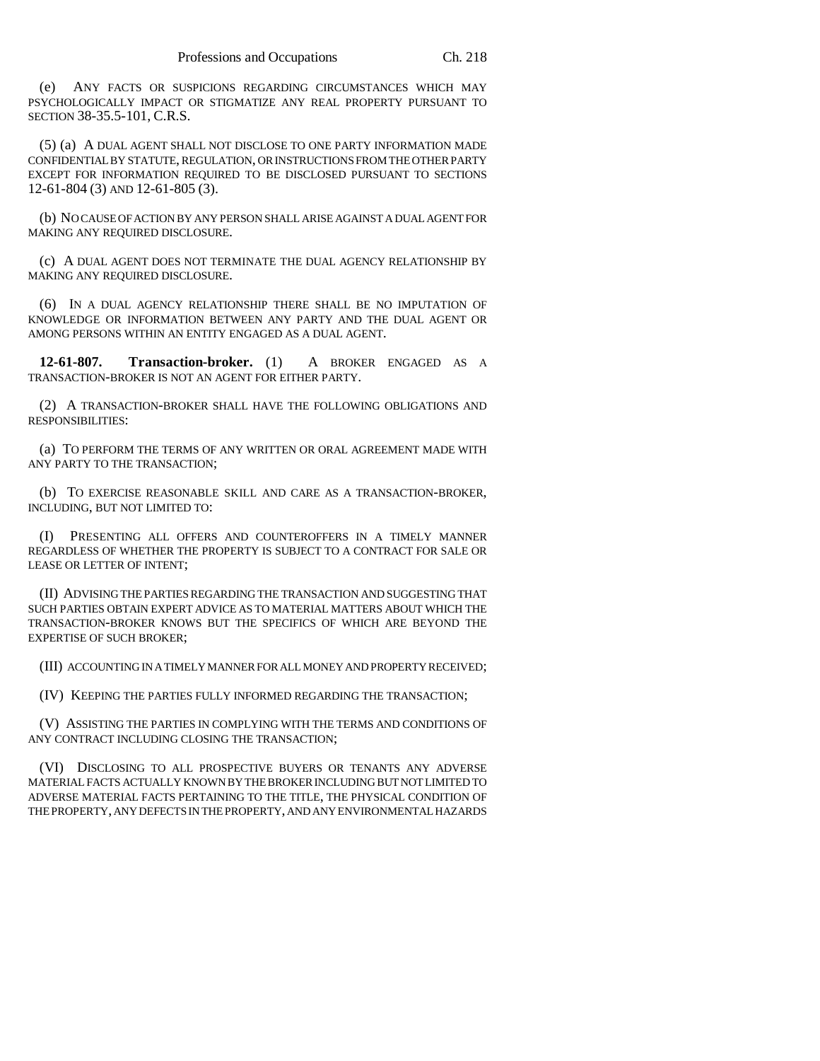(e) ANY FACTS OR SUSPICIONS REGARDING CIRCUMSTANCES WHICH MAY PSYCHOLOGICALLY IMPACT OR STIGMATIZE ANY REAL PROPERTY PURSUANT TO SECTION 38-35.5-101, C.R.S.

(5) (a) A DUAL AGENT SHALL NOT DISCLOSE TO ONE PARTY INFORMATION MADE CONFIDENTIAL BY STATUTE, REGULATION, OR INSTRUCTIONS FROM THE OTHER PARTY EXCEPT FOR INFORMATION REQUIRED TO BE DISCLOSED PURSUANT TO SECTIONS 12-61-804 (3) AND 12-61-805 (3).

(b) NO CAUSE OF ACTION BY ANY PERSON SHALL ARISE AGAINST A DUAL AGENT FOR MAKING ANY REQUIRED DISCLOSURE.

(c) A DUAL AGENT DOES NOT TERMINATE THE DUAL AGENCY RELATIONSHIP BY MAKING ANY REQUIRED DISCLOSURE.

(6) IN A DUAL AGENCY RELATIONSHIP THERE SHALL BE NO IMPUTATION OF KNOWLEDGE OR INFORMATION BETWEEN ANY PARTY AND THE DUAL AGENT OR AMONG PERSONS WITHIN AN ENTITY ENGAGED AS A DUAL AGENT.

**12-61-807. Transaction-broker.** (1) A BROKER ENGAGED AS A TRANSACTION-BROKER IS NOT AN AGENT FOR EITHER PARTY.

(2) A TRANSACTION-BROKER SHALL HAVE THE FOLLOWING OBLIGATIONS AND RESPONSIBILITIES:

(a) TO PERFORM THE TERMS OF ANY WRITTEN OR ORAL AGREEMENT MADE WITH ANY PARTY TO THE TRANSACTION;

(b) TO EXERCISE REASONABLE SKILL AND CARE AS A TRANSACTION-BROKER, INCLUDING, BUT NOT LIMITED TO:

(I) PRESENTING ALL OFFERS AND COUNTEROFFERS IN A TIMELY MANNER REGARDLESS OF WHETHER THE PROPERTY IS SUBJECT TO A CONTRACT FOR SALE OR LEASE OR LETTER OF INTENT;

(II) ADVISING THE PARTIES REGARDING THE TRANSACTION AND SUGGESTING THAT SUCH PARTIES OBTAIN EXPERT ADVICE AS TO MATERIAL MATTERS ABOUT WHICH THE TRANSACTION-BROKER KNOWS BUT THE SPECIFICS OF WHICH ARE BEYOND THE EXPERTISE OF SUCH BROKER;

(III) ACCOUNTING IN A TIMELY MANNER FOR ALL MONEY AND PROPERTY RECEIVED;

(IV) KEEPING THE PARTIES FULLY INFORMED REGARDING THE TRANSACTION;

(V) ASSISTING THE PARTIES IN COMPLYING WITH THE TERMS AND CONDITIONS OF ANY CONTRACT INCLUDING CLOSING THE TRANSACTION;

(VI) DISCLOSING TO ALL PROSPECTIVE BUYERS OR TENANTS ANY ADVERSE MATERIAL FACTS ACTUALLY KNOWN BY THE BROKER INCLUDING BUT NOT LIMITED TO ADVERSE MATERIAL FACTS PERTAINING TO THE TITLE, THE PHYSICAL CONDITION OF THE PROPERTY, ANY DEFECTS IN THE PROPERTY, AND ANY ENVIRONMENTAL HAZARDS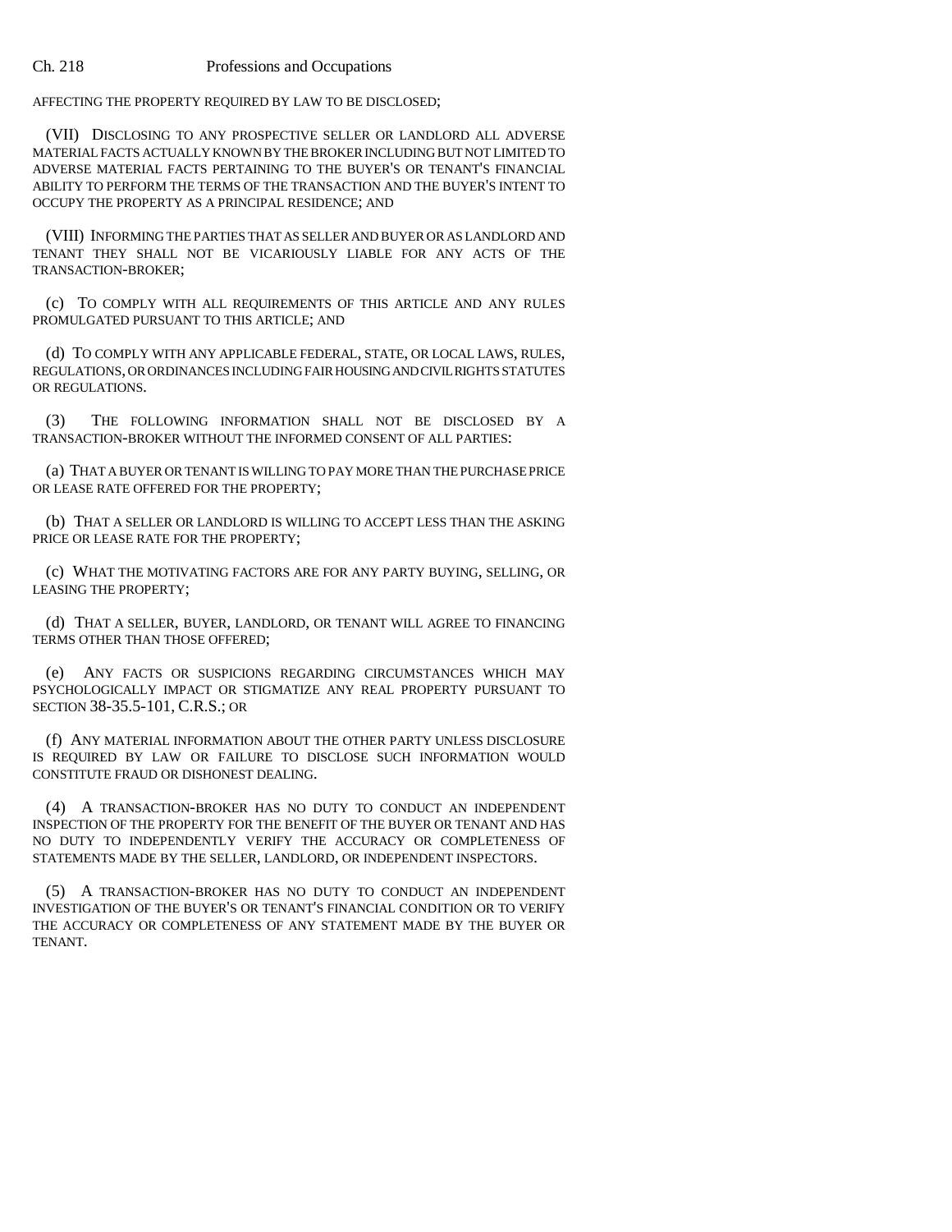AFFECTING THE PROPERTY REQUIRED BY LAW TO BE DISCLOSED;

(VII) DISCLOSING TO ANY PROSPECTIVE SELLER OR LANDLORD ALL ADVERSE MATERIAL FACTS ACTUALLY KNOWN BY THE BROKER INCLUDING BUT NOT LIMITED TO ADVERSE MATERIAL FACTS PERTAINING TO THE BUYER'S OR TENANT'S FINANCIAL ABILITY TO PERFORM THE TERMS OF THE TRANSACTION AND THE BUYER'S INTENT TO OCCUPY THE PROPERTY AS A PRINCIPAL RESIDENCE; AND

(VIII) INFORMING THE PARTIES THAT AS SELLER AND BUYER OR AS LANDLORD AND TENANT THEY SHALL NOT BE VICARIOUSLY LIABLE FOR ANY ACTS OF THE TRANSACTION-BROKER;

(c) TO COMPLY WITH ALL REQUIREMENTS OF THIS ARTICLE AND ANY RULES PROMULGATED PURSUANT TO THIS ARTICLE; AND

(d) TO COMPLY WITH ANY APPLICABLE FEDERAL, STATE, OR LOCAL LAWS, RULES, REGULATIONS, OR ORDINANCES INCLUDING FAIR HOUSING AND CIVIL RIGHTS STATUTES OR REGULATIONS.

(3) THE FOLLOWING INFORMATION SHALL NOT BE DISCLOSED BY A TRANSACTION-BROKER WITHOUT THE INFORMED CONSENT OF ALL PARTIES:

(a) THAT A BUYER OR TENANT IS WILLING TO PAY MORE THAN THE PURCHASE PRICE OR LEASE RATE OFFERED FOR THE PROPERTY;

(b) THAT A SELLER OR LANDLORD IS WILLING TO ACCEPT LESS THAN THE ASKING PRICE OR LEASE RATE FOR THE PROPERTY;

(c) WHAT THE MOTIVATING FACTORS ARE FOR ANY PARTY BUYING, SELLING, OR LEASING THE PROPERTY;

(d) THAT A SELLER, BUYER, LANDLORD, OR TENANT WILL AGREE TO FINANCING TERMS OTHER THAN THOSE OFFERED;

(e) ANY FACTS OR SUSPICIONS REGARDING CIRCUMSTANCES WHICH MAY PSYCHOLOGICALLY IMPACT OR STIGMATIZE ANY REAL PROPERTY PURSUANT TO SECTION 38-35.5-101, C.R.S.; OR

(f) ANY MATERIAL INFORMATION ABOUT THE OTHER PARTY UNLESS DISCLOSURE IS REQUIRED BY LAW OR FAILURE TO DISCLOSE SUCH INFORMATION WOULD CONSTITUTE FRAUD OR DISHONEST DEALING.

(4) A TRANSACTION-BROKER HAS NO DUTY TO CONDUCT AN INDEPENDENT INSPECTION OF THE PROPERTY FOR THE BENEFIT OF THE BUYER OR TENANT AND HAS NO DUTY TO INDEPENDENTLY VERIFY THE ACCURACY OR COMPLETENESS OF STATEMENTS MADE BY THE SELLER, LANDLORD, OR INDEPENDENT INSPECTORS.

(5) A TRANSACTION-BROKER HAS NO DUTY TO CONDUCT AN INDEPENDENT INVESTIGATION OF THE BUYER'S OR TENANT'S FINANCIAL CONDITION OR TO VERIFY THE ACCURACY OR COMPLETENESS OF ANY STATEMENT MADE BY THE BUYER OR TENANT.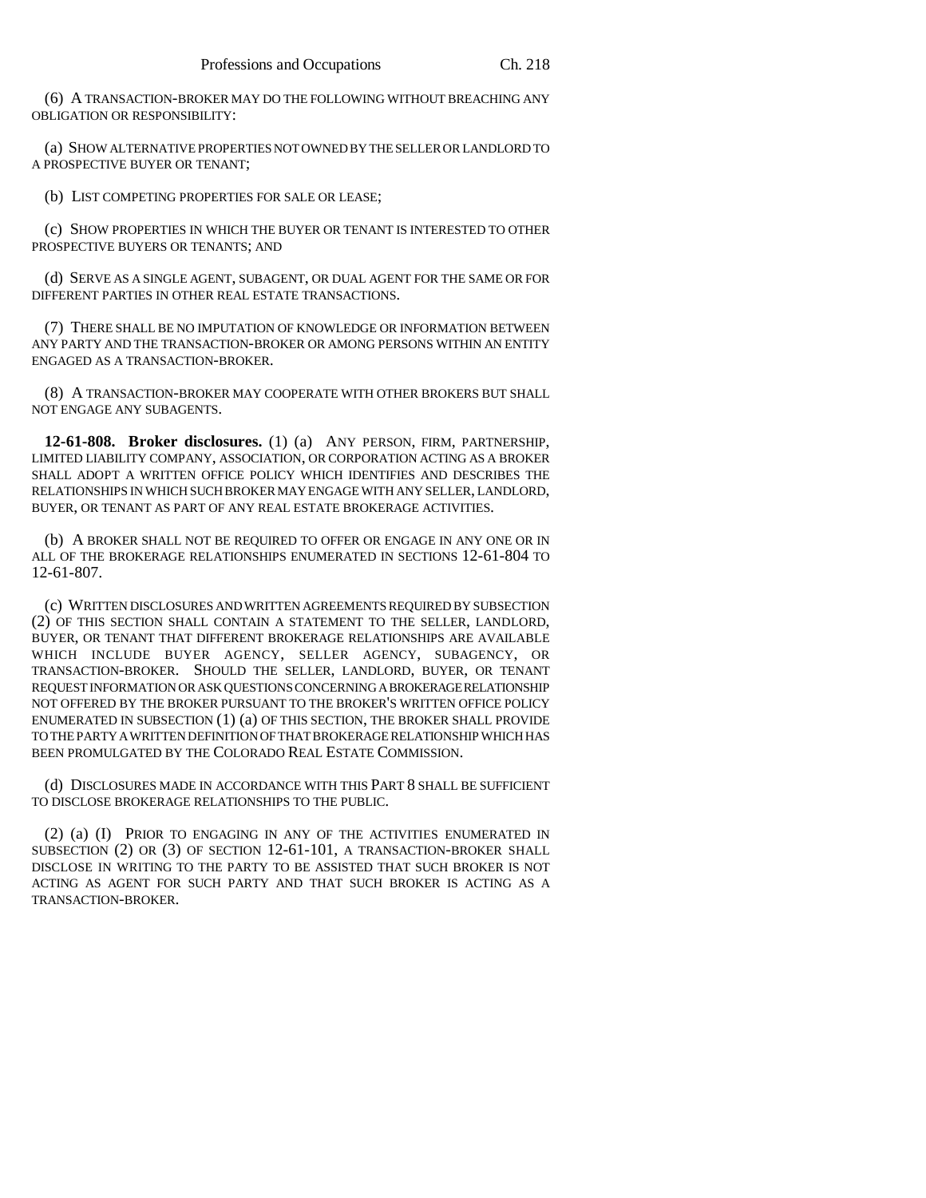(6) A TRANSACTION-BROKER MAY DO THE FOLLOWING WITHOUT BREACHING ANY OBLIGATION OR RESPONSIBILITY:

(a) SHOW ALTERNATIVE PROPERTIES NOT OWNED BY THE SELLER OR LANDLORD TO A PROSPECTIVE BUYER OR TENANT;

(b) LIST COMPETING PROPERTIES FOR SALE OR LEASE;

(c) SHOW PROPERTIES IN WHICH THE BUYER OR TENANT IS INTERESTED TO OTHER PROSPECTIVE BUYERS OR TENANTS; AND

(d) SERVE AS A SINGLE AGENT, SUBAGENT, OR DUAL AGENT FOR THE SAME OR FOR DIFFERENT PARTIES IN OTHER REAL ESTATE TRANSACTIONS.

(7) THERE SHALL BE NO IMPUTATION OF KNOWLEDGE OR INFORMATION BETWEEN ANY PARTY AND THE TRANSACTION-BROKER OR AMONG PERSONS WITHIN AN ENTITY ENGAGED AS A TRANSACTION-BROKER.

(8) A TRANSACTION-BROKER MAY COOPERATE WITH OTHER BROKERS BUT SHALL NOT ENGAGE ANY SUBAGENTS.

**12-61-808. Broker disclosures.** (1) (a) ANY PERSON, FIRM, PARTNERSHIP, LIMITED LIABILITY COMPANY, ASSOCIATION, OR CORPORATION ACTING AS A BROKER SHALL ADOPT A WRITTEN OFFICE POLICY WHICH IDENTIFIES AND DESCRIBES THE RELATIONSHIPS IN WHICH SUCH BROKER MAY ENGAGE WITH ANY SELLER, LANDLORD, BUYER, OR TENANT AS PART OF ANY REAL ESTATE BROKERAGE ACTIVITIES.

(b) A BROKER SHALL NOT BE REQUIRED TO OFFER OR ENGAGE IN ANY ONE OR IN ALL OF THE BROKERAGE RELATIONSHIPS ENUMERATED IN SECTIONS 12-61-804 TO 12-61-807.

(c) WRITTEN DISCLOSURES AND WRITTEN AGREEMENTS REQUIRED BY SUBSECTION (2) OF THIS SECTION SHALL CONTAIN A STATEMENT TO THE SELLER, LANDLORD, BUYER, OR TENANT THAT DIFFERENT BROKERAGE RELATIONSHIPS ARE AVAILABLE WHICH INCLUDE BUYER AGENCY, SELLER AGENCY, SUBAGENCY, OR TRANSACTION-BROKER. SHOULD THE SELLER, LANDLORD, BUYER, OR TENANT REQUEST INFORMATION OR ASK QUESTIONS CONCERNING A BROKERAGE RELATIONSHIP NOT OFFERED BY THE BROKER PURSUANT TO THE BROKER'S WRITTEN OFFICE POLICY ENUMERATED IN SUBSECTION (1) (a) OF THIS SECTION, THE BROKER SHALL PROVIDE TO THE PARTY A WRITTEN DEFINITION OF THAT BROKERAGE RELATIONSHIP WHICH HAS BEEN PROMULGATED BY THE COLORADO REAL ESTATE COMMISSION.

(d) DISCLOSURES MADE IN ACCORDANCE WITH THIS PART 8 SHALL BE SUFFICIENT TO DISCLOSE BROKERAGE RELATIONSHIPS TO THE PUBLIC.

(2) (a) (I) PRIOR TO ENGAGING IN ANY OF THE ACTIVITIES ENUMERATED IN SUBSECTION (2) OR (3) OF SECTION 12-61-101, A TRANSACTION-BROKER SHALL DISCLOSE IN WRITING TO THE PARTY TO BE ASSISTED THAT SUCH BROKER IS NOT ACTING AS AGENT FOR SUCH PARTY AND THAT SUCH BROKER IS ACTING AS A TRANSACTION-BROKER.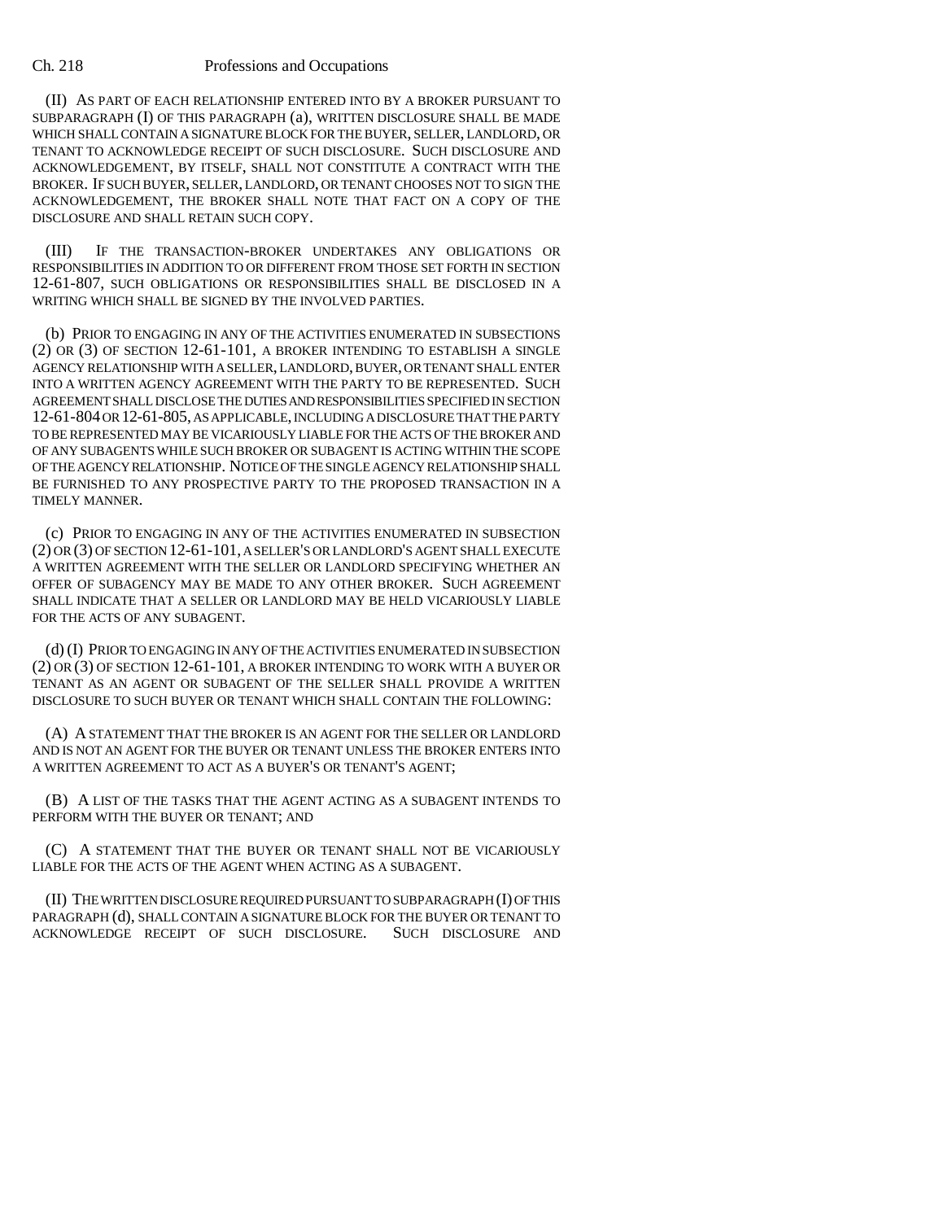(II) AS PART OF EACH RELATIONSHIP ENTERED INTO BY A BROKER PURSUANT TO SUBPARAGRAPH (I) OF THIS PARAGRAPH (a), WRITTEN DISCLOSURE SHALL BE MADE WHICH SHALL CONTAIN A SIGNATURE BLOCK FOR THE BUYER, SELLER, LANDLORD, OR TENANT TO ACKNOWLEDGE RECEIPT OF SUCH DISCLOSURE. SUCH DISCLOSURE AND ACKNOWLEDGEMENT, BY ITSELF, SHALL NOT CONSTITUTE A CONTRACT WITH THE BROKER. IF SUCH BUYER, SELLER, LANDLORD, OR TENANT CHOOSES NOT TO SIGN THE ACKNOWLEDGEMENT, THE BROKER SHALL NOTE THAT FACT ON A COPY OF THE DISCLOSURE AND SHALL RETAIN SUCH COPY.

(III) IF THE TRANSACTION-BROKER UNDERTAKES ANY OBLIGATIONS OR RESPONSIBILITIES IN ADDITION TO OR DIFFERENT FROM THOSE SET FORTH IN SECTION 12-61-807, SUCH OBLIGATIONS OR RESPONSIBILITIES SHALL BE DISCLOSED IN A WRITING WHICH SHALL BE SIGNED BY THE INVOLVED PARTIES.

(b) PRIOR TO ENGAGING IN ANY OF THE ACTIVITIES ENUMERATED IN SUBSECTIONS (2) OR (3) OF SECTION 12-61-101, A BROKER INTENDING TO ESTABLISH A SINGLE AGENCY RELATIONSHIP WITH A SELLER, LANDLORD, BUYER, OR TENANT SHALL ENTER INTO A WRITTEN AGENCY AGREEMENT WITH THE PARTY TO BE REPRESENTED. SUCH AGREEMENT SHALL DISCLOSE THE DUTIES AND RESPONSIBILITIES SPECIFIED IN SECTION 12-61-804 OR 12-61-805, AS APPLICABLE, INCLUDING A DISCLOSURE THAT THE PARTY TO BE REPRESENTED MAY BE VICARIOUSLY LIABLE FOR THE ACTS OF THE BROKER AND OF ANY SUBAGENTS WHILE SUCH BROKER OR SUBAGENT IS ACTING WITHIN THE SCOPE OF THE AGENCY RELATIONSHIP. NOTICE OF THE SINGLE AGENCY RELATIONSHIP SHALL BE FURNISHED TO ANY PROSPECTIVE PARTY TO THE PROPOSED TRANSACTION IN A TIMELY MANNER.

(c) PRIOR TO ENGAGING IN ANY OF THE ACTIVITIES ENUMERATED IN SUBSECTION (2) OR (3) OF SECTION 12-61-101, A SELLER'S OR LANDLORD'S AGENT SHALL EXECUTE A WRITTEN AGREEMENT WITH THE SELLER OR LANDLORD SPECIFYING WHETHER AN OFFER OF SUBAGENCY MAY BE MADE TO ANY OTHER BROKER. SUCH AGREEMENT SHALL INDICATE THAT A SELLER OR LANDLORD MAY BE HELD VICARIOUSLY LIABLE FOR THE ACTS OF ANY SUBAGENT.

(d) (I) PRIOR TO ENGAGING IN ANY OF THE ACTIVITIES ENUMERATED IN SUBSECTION (2) OR (3) OF SECTION 12-61-101, A BROKER INTENDING TO WORK WITH A BUYER OR TENANT AS AN AGENT OR SUBAGENT OF THE SELLER SHALL PROVIDE A WRITTEN DISCLOSURE TO SUCH BUYER OR TENANT WHICH SHALL CONTAIN THE FOLLOWING:

(A) A STATEMENT THAT THE BROKER IS AN AGENT FOR THE SELLER OR LANDLORD AND IS NOT AN AGENT FOR THE BUYER OR TENANT UNLESS THE BROKER ENTERS INTO A WRITTEN AGREEMENT TO ACT AS A BUYER'S OR TENANT'S AGENT;

(B) A LIST OF THE TASKS THAT THE AGENT ACTING AS A SUBAGENT INTENDS TO PERFORM WITH THE BUYER OR TENANT; AND

(C) A STATEMENT THAT THE BUYER OR TENANT SHALL NOT BE VICARIOUSLY LIABLE FOR THE ACTS OF THE AGENT WHEN ACTING AS A SUBAGENT.

(II) THE WRITTEN DISCLOSURE REQUIRED PURSUANT TO SUBPARAGRAPH (I) OF THIS PARAGRAPH (d), SHALL CONTAIN A SIGNATURE BLOCK FOR THE BUYER OR TENANT TO ACKNOWLEDGE RECEIPT OF SUCH DISCLOSURE. SUCH DISCLOSURE AND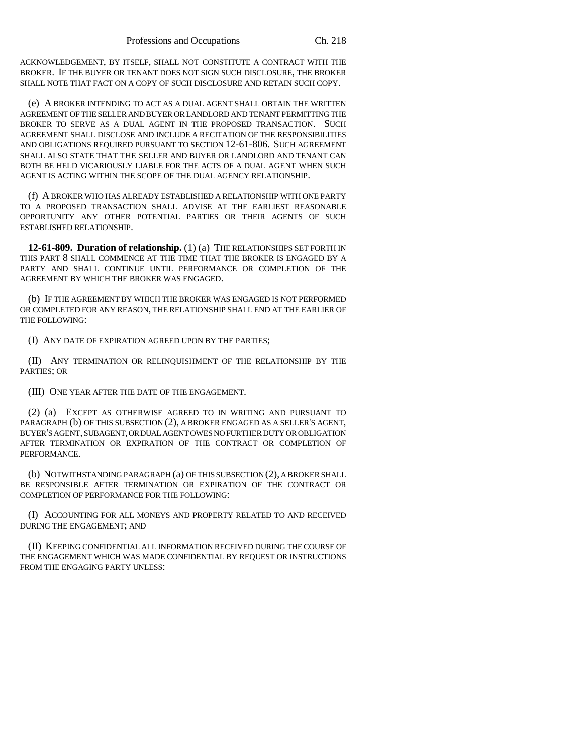ACKNOWLEDGEMENT, BY ITSELF, SHALL NOT CONSTITUTE A CONTRACT WITH THE BROKER. IF THE BUYER OR TENANT DOES NOT SIGN SUCH DISCLOSURE, THE BROKER SHALL NOTE THAT FACT ON A COPY OF SUCH DISCLOSURE AND RETAIN SUCH COPY.

(e) A BROKER INTENDING TO ACT AS A DUAL AGENT SHALL OBTAIN THE WRITTEN AGREEMENT OF THE SELLER AND BUYER OR LANDLORD AND TENANT PERMITTING THE BROKER TO SERVE AS A DUAL AGENT IN THE PROPOSED TRANSACTION. SUCH AGREEMENT SHALL DISCLOSE AND INCLUDE A RECITATION OF THE RESPONSIBILITIES AND OBLIGATIONS REQUIRED PURSUANT TO SECTION 12-61-806. SUCH AGREEMENT SHALL ALSO STATE THAT THE SELLER AND BUYER OR LANDLORD AND TENANT CAN BOTH BE HELD VICARIOUSLY LIABLE FOR THE ACTS OF A DUAL AGENT WHEN SUCH AGENT IS ACTING WITHIN THE SCOPE OF THE DUAL AGENCY RELATIONSHIP.

(f) A BROKER WHO HAS ALREADY ESTABLISHED A RELATIONSHIP WITH ONE PARTY TO A PROPOSED TRANSACTION SHALL ADVISE AT THE EARLIEST REASONABLE OPPORTUNITY ANY OTHER POTENTIAL PARTIES OR THEIR AGENTS OF SUCH ESTABLISHED RELATIONSHIP.

**12-61-809. Duration of relationship.** (1) (a) THE RELATIONSHIPS SET FORTH IN THIS PART 8 SHALL COMMENCE AT THE TIME THAT THE BROKER IS ENGAGED BY A PARTY AND SHALL CONTINUE UNTIL PERFORMANCE OR COMPLETION OF THE AGREEMENT BY WHICH THE BROKER WAS ENGAGED.

(b) IF THE AGREEMENT BY WHICH THE BROKER WAS ENGAGED IS NOT PERFORMED OR COMPLETED FOR ANY REASON, THE RELATIONSHIP SHALL END AT THE EARLIER OF THE FOLLOWING:

(I) ANY DATE OF EXPIRATION AGREED UPON BY THE PARTIES;

(II) ANY TERMINATION OR RELINQUISHMENT OF THE RELATIONSHIP BY THE PARTIES; OR

(III) ONE YEAR AFTER THE DATE OF THE ENGAGEMENT.

(2) (a) EXCEPT AS OTHERWISE AGREED TO IN WRITING AND PURSUANT TO PARAGRAPH (b) OF THIS SUBSECTION (2), A BROKER ENGAGED AS A SELLER'S AGENT, BUYER'S AGENT, SUBAGENT, OR DUAL AGENT OWES NO FURTHER DUTY OR OBLIGATION AFTER TERMINATION OR EXPIRATION OF THE CONTRACT OR COMPLETION OF PERFORMANCE.

(b) NOTWITHSTANDING PARAGRAPH (a) OF THIS SUBSECTION (2), A BROKER SHALL BE RESPONSIBLE AFTER TERMINATION OR EXPIRATION OF THE CONTRACT OR COMPLETION OF PERFORMANCE FOR THE FOLLOWING:

(I) ACCOUNTING FOR ALL MONEYS AND PROPERTY RELATED TO AND RECEIVED DURING THE ENGAGEMENT; AND

(II) KEEPING CONFIDENTIAL ALL INFORMATION RECEIVED DURING THE COURSE OF THE ENGAGEMENT WHICH WAS MADE CONFIDENTIAL BY REQUEST OR INSTRUCTIONS FROM THE ENGAGING PARTY UNLESS: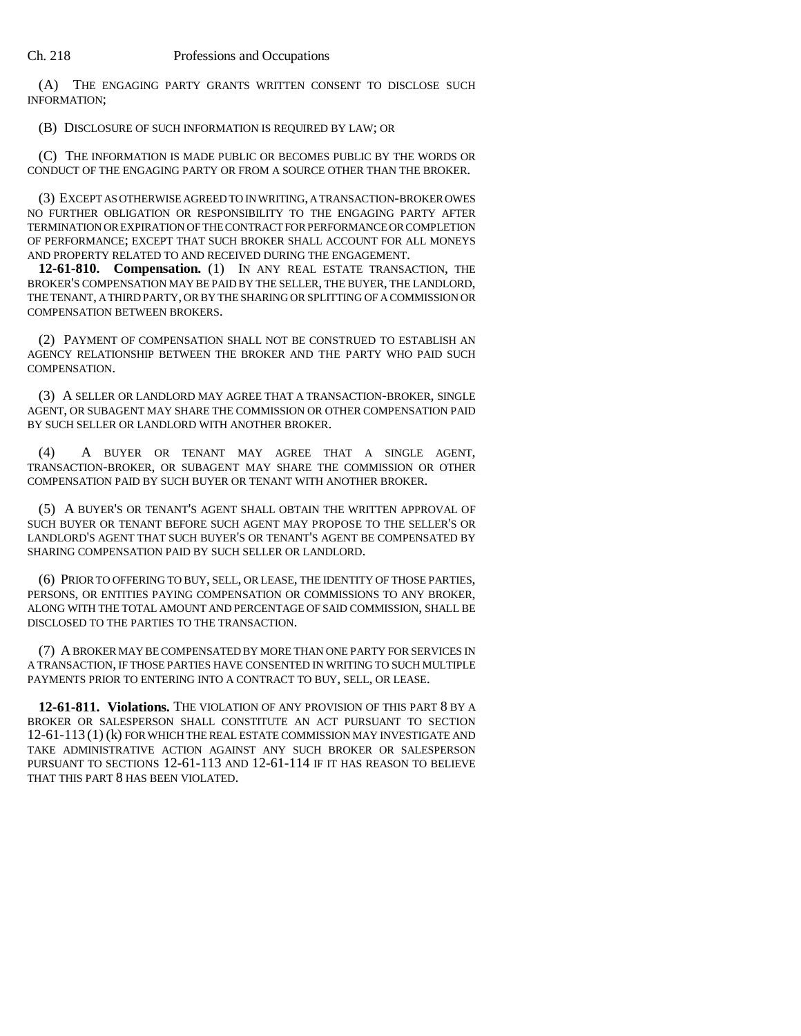(A) THE ENGAGING PARTY GRANTS WRITTEN CONSENT TO DISCLOSE SUCH INFORMATION;

(B) DISCLOSURE OF SUCH INFORMATION IS REQUIRED BY LAW; OR

(C) THE INFORMATION IS MADE PUBLIC OR BECOMES PUBLIC BY THE WORDS OR CONDUCT OF THE ENGAGING PARTY OR FROM A SOURCE OTHER THAN THE BROKER.

(3) EXCEPT AS OTHERWISE AGREED TO IN WRITING, A TRANSACTION-BROKER OWES NO FURTHER OBLIGATION OR RESPONSIBILITY TO THE ENGAGING PARTY AFTER TERMINATION OR EXPIRATION OF THE CONTRACT FOR PERFORMANCE OR COMPLETION OF PERFORMANCE; EXCEPT THAT SUCH BROKER SHALL ACCOUNT FOR ALL MONEYS AND PROPERTY RELATED TO AND RECEIVED DURING THE ENGAGEMENT.

**12-61-810. Compensation.** (1) IN ANY REAL ESTATE TRANSACTION, THE BROKER'S COMPENSATION MAY BE PAID BY THE SELLER, THE BUYER, THE LANDLORD, THE TENANT, A THIRD PARTY, OR BY THE SHARING OR SPLITTING OF A COMMISSION OR COMPENSATION BETWEEN BROKERS.

(2) PAYMENT OF COMPENSATION SHALL NOT BE CONSTRUED TO ESTABLISH AN AGENCY RELATIONSHIP BETWEEN THE BROKER AND THE PARTY WHO PAID SUCH COMPENSATION.

(3) A SELLER OR LANDLORD MAY AGREE THAT A TRANSACTION-BROKER, SINGLE AGENT, OR SUBAGENT MAY SHARE THE COMMISSION OR OTHER COMPENSATION PAID BY SUCH SELLER OR LANDLORD WITH ANOTHER BROKER.

(4) A BUYER OR TENANT MAY AGREE THAT A SINGLE AGENT, TRANSACTION-BROKER, OR SUBAGENT MAY SHARE THE COMMISSION OR OTHER COMPENSATION PAID BY SUCH BUYER OR TENANT WITH ANOTHER BROKER.

(5) A BUYER'S OR TENANT'S AGENT SHALL OBTAIN THE WRITTEN APPROVAL OF SUCH BUYER OR TENANT BEFORE SUCH AGENT MAY PROPOSE TO THE SELLER'S OR LANDLORD'S AGENT THAT SUCH BUYER'S OR TENANT'S AGENT BE COMPENSATED BY SHARING COMPENSATION PAID BY SUCH SELLER OR LANDLORD.

(6) PRIOR TO OFFERING TO BUY, SELL, OR LEASE, THE IDENTITY OF THOSE PARTIES, PERSONS, OR ENTITIES PAYING COMPENSATION OR COMMISSIONS TO ANY BROKER, ALONG WITH THE TOTAL AMOUNT AND PERCENTAGE OF SAID COMMISSION, SHALL BE DISCLOSED TO THE PARTIES TO THE TRANSACTION.

(7) A BROKER MAY BE COMPENSATED BY MORE THAN ONE PARTY FOR SERVICES IN A TRANSACTION, IF THOSE PARTIES HAVE CONSENTED IN WRITING TO SUCH MULTIPLE PAYMENTS PRIOR TO ENTERING INTO A CONTRACT TO BUY, SELL, OR LEASE.

**12-61-811. Violations.** THE VIOLATION OF ANY PROVISION OF THIS PART 8 BY A BROKER OR SALESPERSON SHALL CONSTITUTE AN ACT PURSUANT TO SECTION 12-61-113 (1) (k) FOR WHICH THE REAL ESTATE COMMISSION MAY INVESTIGATE AND TAKE ADMINISTRATIVE ACTION AGAINST ANY SUCH BROKER OR SALESPERSON PURSUANT TO SECTIONS 12-61-113 AND 12-61-114 IF IT HAS REASON TO BELIEVE THAT THIS PART 8 HAS BEEN VIOLATED.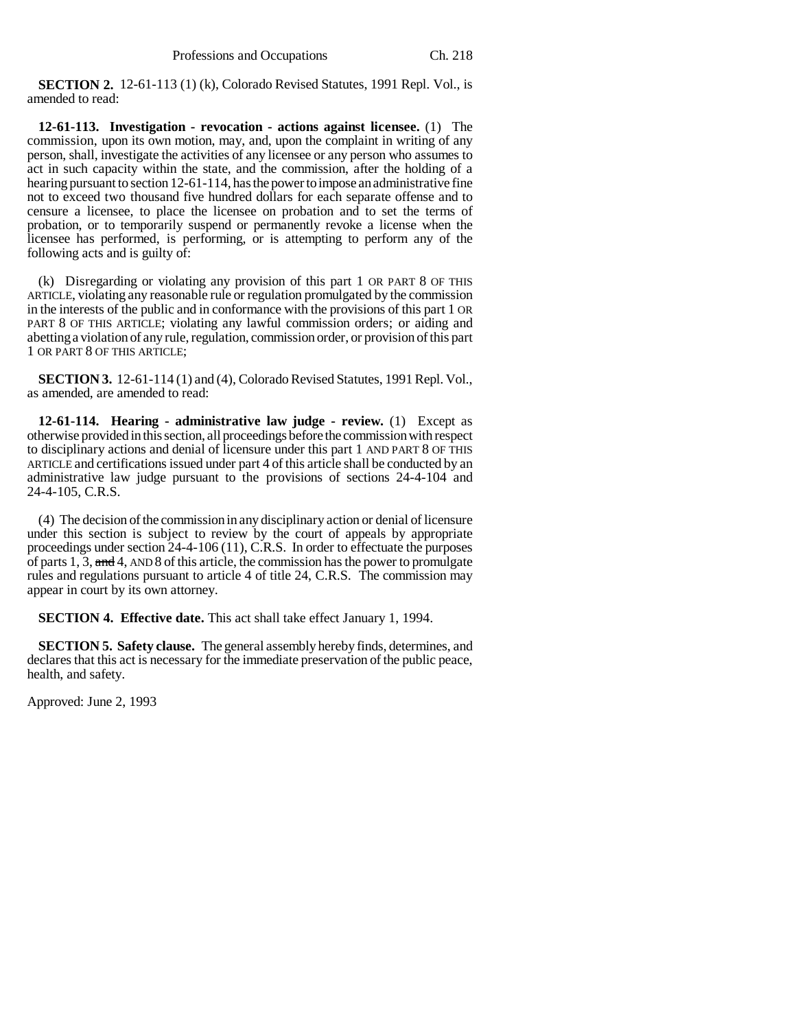**SECTION 2.** 12-61-113 (1) (k), Colorado Revised Statutes, 1991 Repl. Vol., is amended to read:

**12-61-113. Investigation - revocation - actions against licensee.** (1) The commission, upon its own motion, may, and, upon the complaint in writing of any person, shall, investigate the activities of any licensee or any person who assumes to act in such capacity within the state, and the commission, after the holding of a hearing pursuant to section 12-61-114, has the power to impose an administrative fine not to exceed two thousand five hundred dollars for each separate offense and to censure a licensee, to place the licensee on probation and to set the terms of probation, or to temporarily suspend or permanently revoke a license when the licensee has performed, is performing, or is attempting to perform any of the following acts and is guilty of:

(k) Disregarding or violating any provision of this part 1 OR PART 8 OF THIS ARTICLE, violating any reasonable rule or regulation promulgated by the commission in the interests of the public and in conformance with the provisions of this part 1 OR PART 8 OF THIS ARTICLE; violating any lawful commission orders; or aiding and abetting a violation of any rule, regulation, commission order, or provision of this part 1 OR PART 8 OF THIS ARTICLE;

**SECTION 3.** 12-61-114 (1) and (4), Colorado Revised Statutes, 1991 Repl. Vol., as amended, are amended to read:

**12-61-114. Hearing - administrative law judge - review.** (1) Except as otherwise provided in this section, all proceedings before the commission with respect to disciplinary actions and denial of licensure under this part 1 AND PART 8 OF THIS ARTICLE and certifications issued under part 4 of this article shall be conducted by an administrative law judge pursuant to the provisions of sections 24-4-104 and 24-4-105, C.R.S.

(4) The decision of the commission in any disciplinary action or denial of licensure under this section is subject to review by the court of appeals by appropriate proceedings under section 24-4-106 (11), C.R.S. In order to effectuate the purposes of parts 1, 3, ~~and~~ 4, AND 8 of this article, the commission has the power to promulgate rules and regulations pursuant to article 4 of title 24, C.R.S. The commission may appear in court by its own attorney.

**SECTION 4. Effective date.** This act shall take effect January 1, 1994.

**SECTION 5. Safety clause.** The general assembly hereby finds, determines, and declares that this act is necessary for the immediate preservation of the public peace, health, and safety.

Approved: June 2, 1993